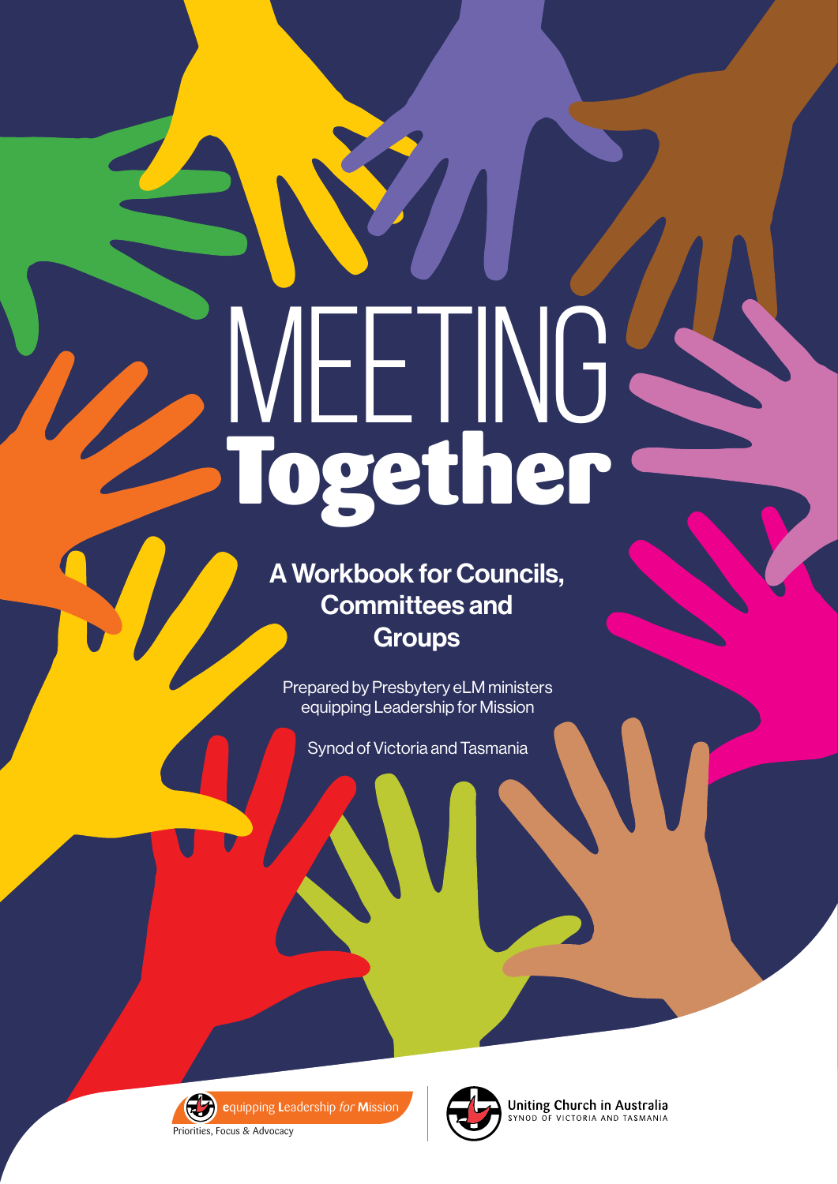# MEETING Together

## A Workbook for Councils, Committees and Groups

Prepared by Presbytery eLM ministers equipping Leadership for Mission

Synod of Victoria and Tasmania

equipping Leadership *for* Mission

Priorities, Focus & Advocacy

Uniting Church in Australia

SYNOD OF VICTORIA AND TASMANIA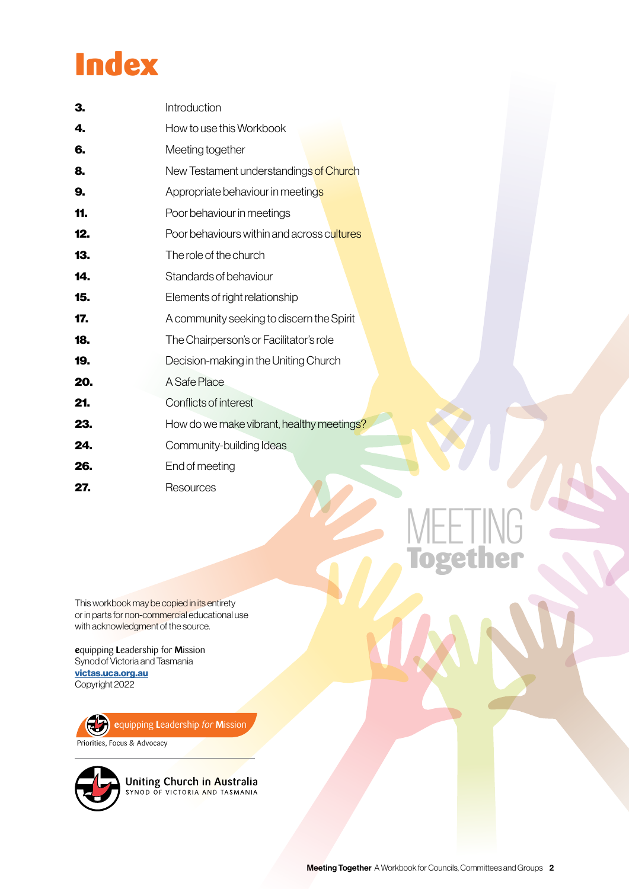# Index

| | |
|---|---|
| **3.** | Introduction |
| **4.** | How to use this Workbook |
| **6.** | Meeting together |
| **8.** | New Testament understandings of Church |
| **9.** | Appropriate behaviour in meetings |
| **11.** | Poor behaviour in meetings |
| **12.** | Poor behaviours within and across cultures |
| **13.** | The role of the church |
| **14.** | Standards of behaviour |
| **15.** | Elements of right relationship |
| **17.** | A community seeking to discern the Spirit |
| **18.** | The Chairperson's or Facilitator's role |
| **19.** | Decision-making in the Uniting Church |
| **20.** | A Safe Place |
| **21.** | Conflicts of interest |
| **23.** | How do we make vibrant, healthy meetings? |
| **24.** | Community-building Ideas |
| **26.** | End of meeting |
| **27.** | Resources |

MEETING **Together**

This workbook may be copied in its entirety or in parts for non-commercial educational use with acknowledgment of the source.

**e**quipping **L**eadership for **M**ission
Synod of Victoria and Tasmania
**victas.uca.org.au**
Copyright 2022

**e**quipping **L**eadership *for* **M**ission
Priorities, Focus & Advocacy

Uniting Church in Australia
SYNOD OF VICTORIA AND TASMANIA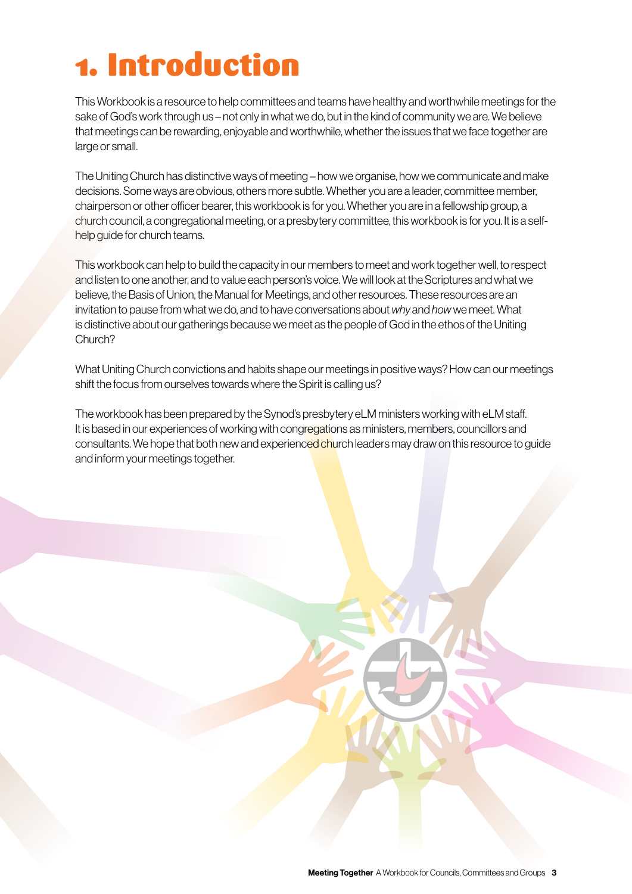# 1. Introduction

This Workbook is a resource to help committees and teams have healthy and worthwhile meetings for the sake of God's work through us – not only in what we do, but in the kind of community we are. We believe that meetings can be rewarding, enjoyable and worthwhile, whether the issues that we face together are large or small.

The Uniting Church has distinctive ways of meeting – how we organise, how we communicate and make decisions. Some ways are obvious, others more subtle. Whether you are a leader, committee member, chairperson or other officer bearer, this workbook is for you. Whether you are in a fellowship group, a church council, a congregational meeting, or a presbytery committee, this workbook is for you. It is a self-help guide for church teams.

This workbook can help to build the capacity in our members to meet and work together well, to respect and listen to one another, and to value each person's voice. We will look at the Scriptures and what we believe, the Basis of Union, the Manual for Meetings, and other resources. These resources are an invitation to pause from what we do, and to have conversations about *why* and *how* we meet. What is distinctive about our gatherings because we meet as the people of God in the ethos of the Uniting Church?

What Uniting Church convictions and habits shape our meetings in positive ways? How can our meetings shift the focus from ourselves towards where the Spirit is calling us?

The workbook has been prepared by the Synod's presbytery eLM ministers working with eLM staff. It is based in our experiences of working with congregations as ministers, members, councillors and consultants. We hope that both new and experienced church leaders may draw on this resource to guide and inform your meetings together.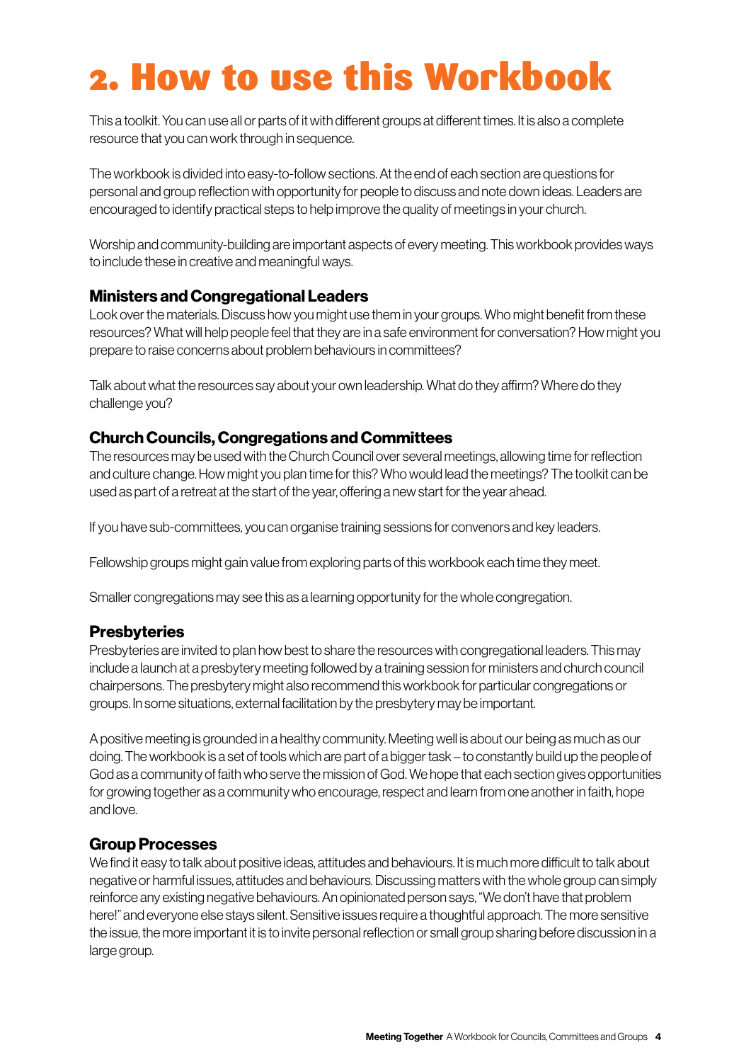# 2. How to use this Workbook

This a toolkit. You can use all or parts of it with different groups at different times. It is also a complete resource that you can work through in sequence.

The workbook is divided into easy-to-follow sections. At the end of each section are questions for personal and group reflection with opportunity for people to discuss and note down ideas. Leaders are encouraged to identify practical steps to help improve the quality of meetings in your church.

Worship and community-building are important aspects of every meeting. This workbook provides ways to include these in creative and meaningful ways.

### Ministers and Congregational Leaders

Look over the materials. Discuss how you might use them in your groups. Who might benefit from these resources? What will help people feel that they are in a safe environment for conversation? How might you prepare to raise concerns about problem behaviours in committees?

Talk about what the resources say about your own leadership. What do they affirm? Where do they challenge you?

### Church Councils, Congregations and Committees

The resources may be used with the Church Council over several meetings, allowing time for reflection and culture change. How might you plan time for this? Who would lead the meetings? The toolkit can be used as part of a retreat at the start of the year, offering a new start for the year ahead.

If you have sub-committees, you can organise training sessions for convenors and key leaders.

Fellowship groups might gain value from exploring parts of this workbook each time they meet.

Smaller congregations may see this as a learning opportunity for the whole congregation.

### Presbyteries

Presbyteries are invited to plan how best to share the resources with congregational leaders. This may include a launch at a presbytery meeting followed by a training session for ministers and church council chairpersons. The presbytery might also recommend this workbook for particular congregations or groups. In some situations, external facilitation by the presbytery may be important.

A positive meeting is grounded in a healthy community. Meeting well is about our being as much as our doing. The workbook is a set of tools which are part of a bigger task – to constantly build up the people of God as a community of faith who serve the mission of God. We hope that each section gives opportunities for growing together as a community who encourage, respect and learn from one another in faith, hope and love.

### Group Processes

We find it easy to talk about positive ideas, attitudes and behaviours. It is much more difficult to talk about negative or harmful issues, attitudes and behaviours. Discussing matters with the whole group can simply reinforce any existing negative behaviours. An opinionated person says, "We don't have that problem here!" and everyone else stays silent. Sensitive issues require a thoughtful approach. The more sensitive the issue, the more important it is to invite personal reflection or small group sharing before discussion in a large group.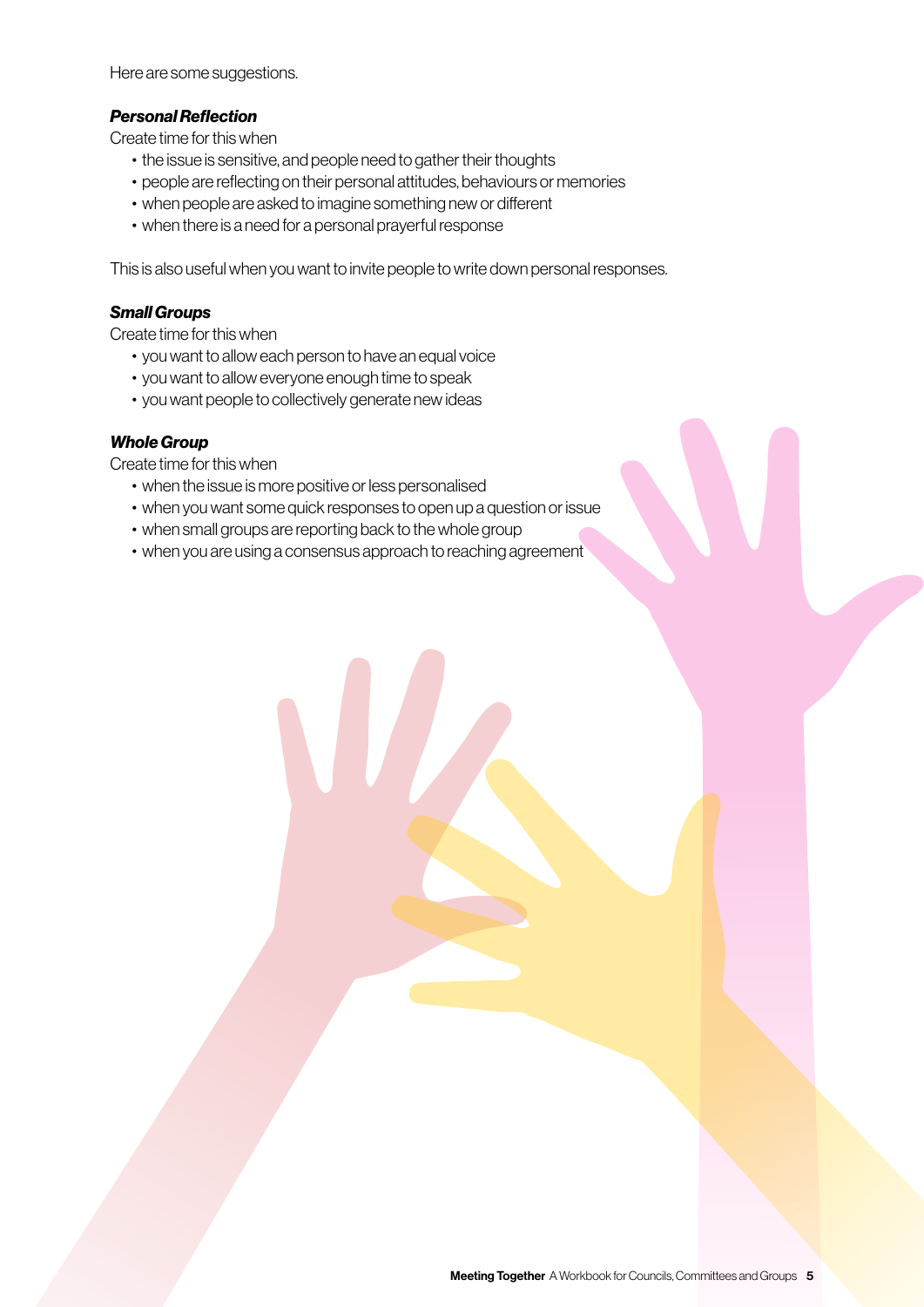Here are some suggestions.

***Personal Reflection***

Create time for this when

- the issue is sensitive, and people need to gather their thoughts
- people are reflecting on their personal attitudes, behaviours or memories
- when people are asked to imagine something new or different
- when there is a need for a personal prayerful response

This is also useful when you want to invite people to write down personal responses.

***Small Groups***

Create time for this when

- you want to allow each person to have an equal voice
- you want to allow everyone enough time to speak
- you want people to collectively generate new ideas

***Whole Group***

Create time for this when

- when the issue is more positive or less personalised
- when you want some quick responses to open up a question or issue
- when small groups are reporting back to the whole group
- when you are using a consensus approach to reaching agreement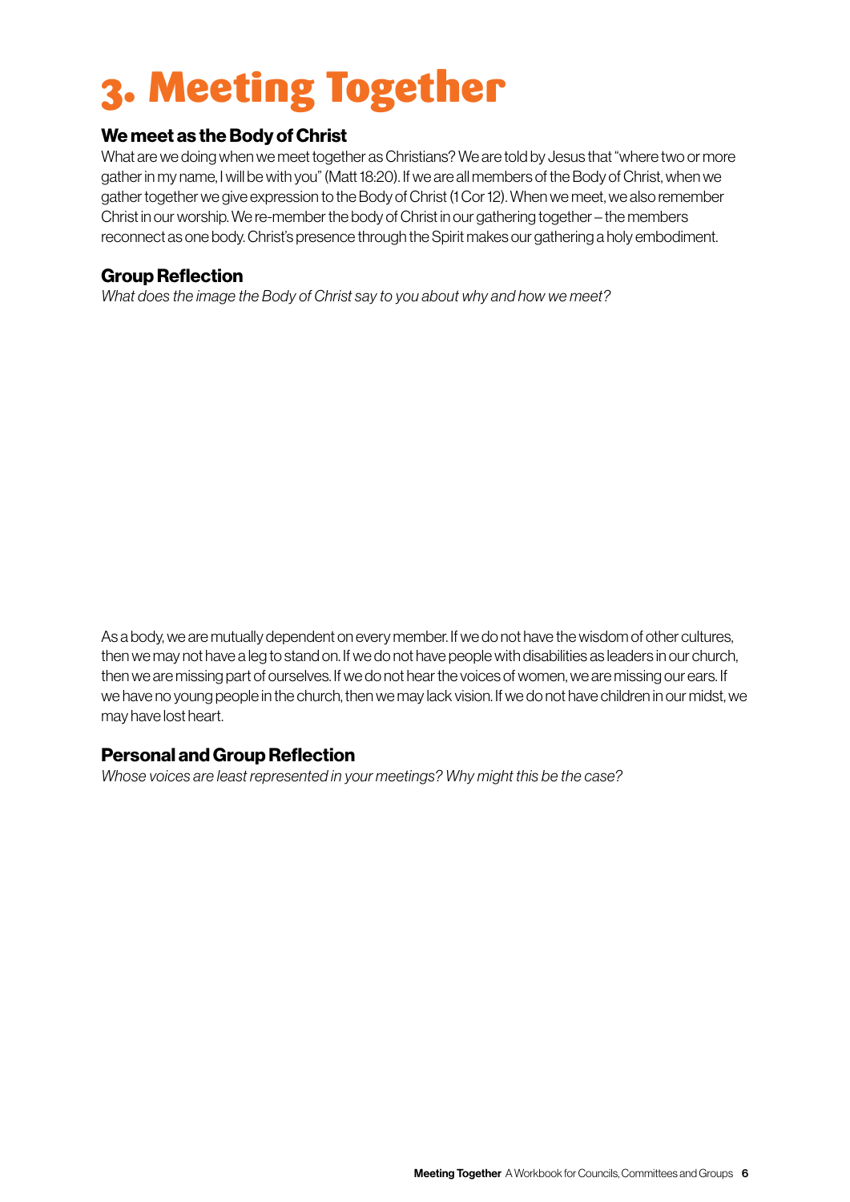# 3. Meeting Together

### We meet as the Body of Christ

What are we doing when we meet together as Christians? We are told by Jesus that "where two or more gather in my name, I will be with you" (Matt 18:20). If we are all members of the Body of Christ, when we gather together we give expression to the Body of Christ (1 Cor 12). When we meet, we also remember Christ in our worship. We re-member the body of Christ in our gathering together – the members reconnect as one body. Christ's presence through the Spirit makes our gathering a holy embodiment.

### Group Reflection

*What does the image the Body of Christ say to you about why and how we meet?*

As a body, we are mutually dependent on every member. If we do not have the wisdom of other cultures, then we may not have a leg to stand on. If we do not have people with disabilities as leaders in our church, then we are missing part of ourselves. If we do not hear the voices of women, we are missing our ears. If we have no young people in the church, then we may lack vision. If we do not have children in our midst, we may have lost heart.

### Personal and Group Reflection

*Whose voices are least represented in your meetings? Why might this be the case?*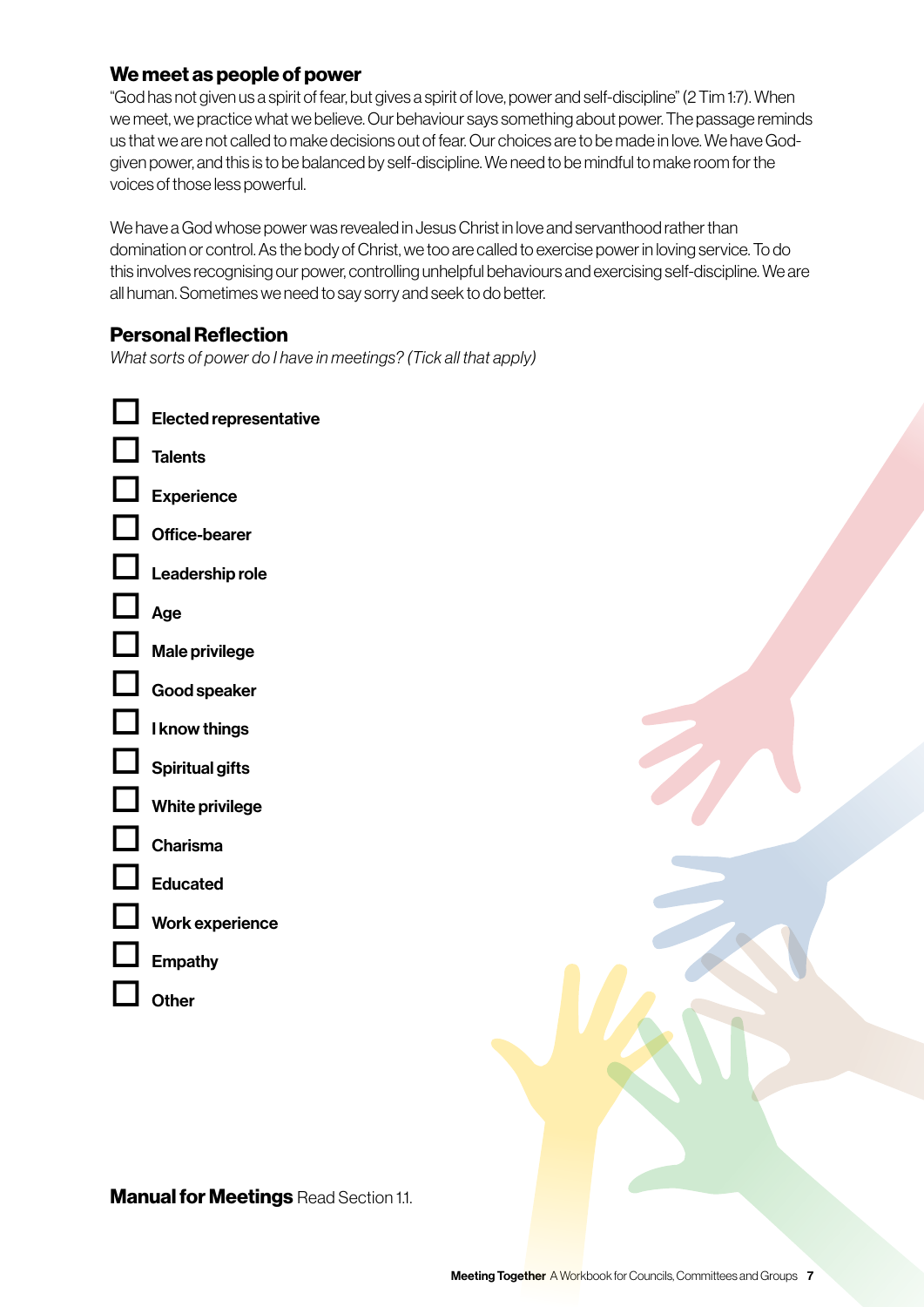## We meet as people of power

"God has not given us a spirit of fear, but gives a spirit of love, power and self-discipline" (2 Tim 1:7). When we meet, we practice what we believe. Our behaviour says something about power. The passage reminds us that we are not called to make decisions out of fear. Our choices are to be made in love. We have God-given power, and this is to be balanced by self-discipline. We need to be mindful to make room for the voices of those less powerful.

We have a God whose power was revealed in Jesus Christ in love and servanthood rather than domination or control. As the body of Christ, we too are called to exercise power in loving service. To do this involves recognising our power, controlling unhelpful behaviours and exercising self-discipline. We are all human. Sometimes we need to say sorry and seek to do better.

## Personal Reflection

*What sorts of power do I have in meetings? (Tick all that apply)*

- ☐ **Elected representative**
- ☐ **Talents**
- ☐ **Experience**
- ☐ **Office-bearer**
- ☐ **Leadership role**
- ☐ **Age**
- ☐ **Male privilege**
- ☐ **Good speaker**
- ☐ **I know things**
- ☐ **Spiritual gifts**
- ☐ **White privilege**
- ☐ **Charisma**
- ☐ **Educated**
- ☐ **Work experience**
- ☐ **Empathy**
- ☐ **Other**

**Manual for Meetings** Read Section 1.1.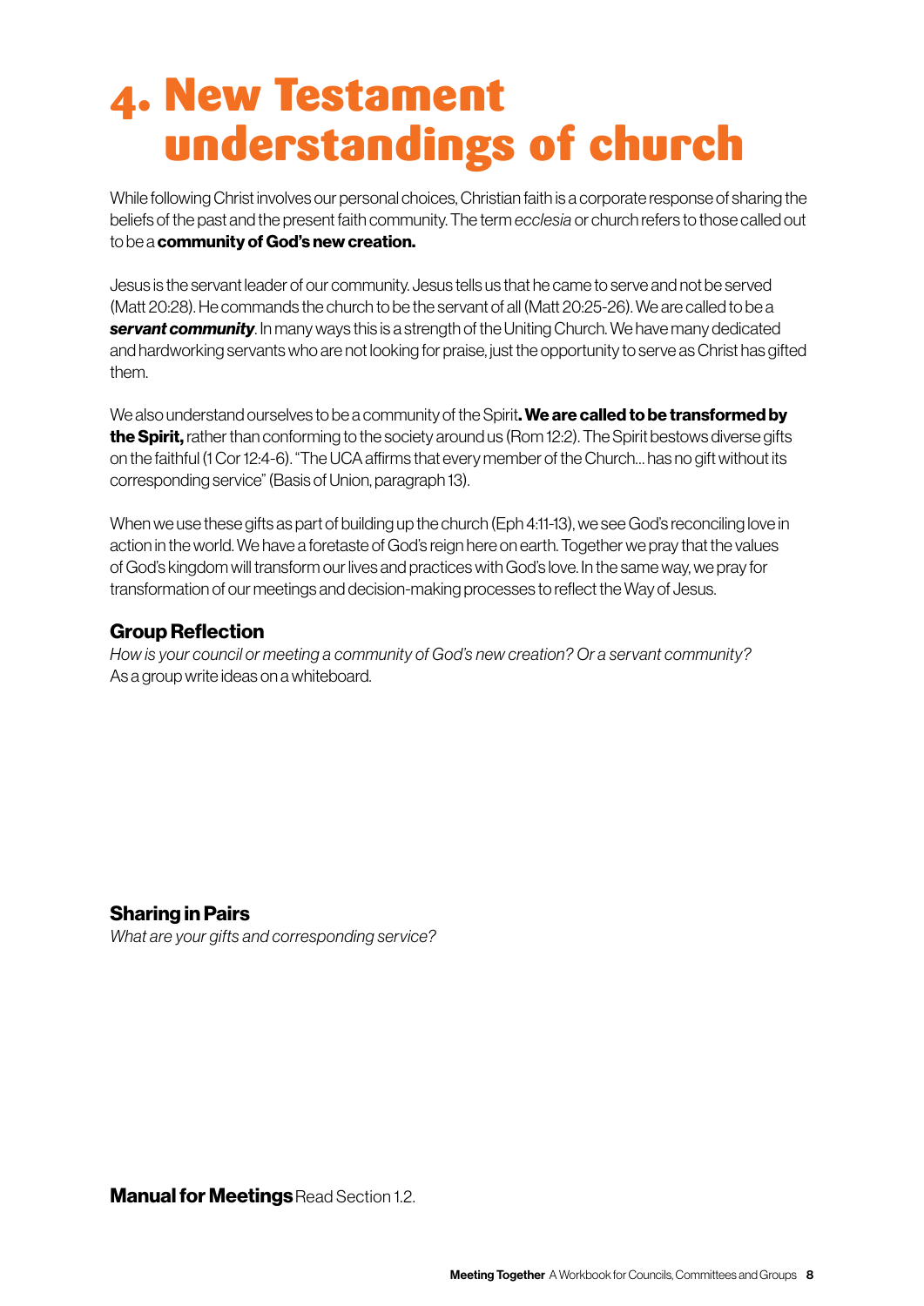# 4. New Testament understandings of church

While following Christ involves our personal choices, Christian faith is a corporate response of sharing the beliefs of the past and the present faith community. The term *ecclesia* or church refers to those called out to be a **community of God's new creation.**

Jesus is the servant leader of our community. Jesus tells us that he came to serve and not be served (Matt 20:28). He commands the church to be the servant of all (Matt 20:25-26). We are called to be a ***servant community***. In many ways this is a strength of the Uniting Church. We have many dedicated and hardworking servants who are not looking for praise, just the opportunity to serve as Christ has gifted them.

We also understand ourselves to be a community of the Spirit**. We are called to be transformed by the Spirit,** rather than conforming to the society around us (Rom 12:2). The Spirit bestows diverse gifts on the faithful (1 Cor 12:4-6). "The UCA affirms that every member of the Church... has no gift without its corresponding service" (Basis of Union, paragraph 13).

When we use these gifts as part of building up the church (Eph 4:11-13), we see God's reconciling love in action in the world. We have a foretaste of God's reign here on earth. Together we pray that the values of God's kingdom will transform our lives and practices with God's love. In the same way, we pray for transformation of our meetings and decision-making processes to reflect the Way of Jesus.

### Group Reflection

*How is your council or meeting a community of God's new creation? Or a servant community?*
As a group write ideas on a whiteboard.

### Sharing in Pairs

*What are your gifts and corresponding service?*

**Manual for Meetings** Read Section 1.2.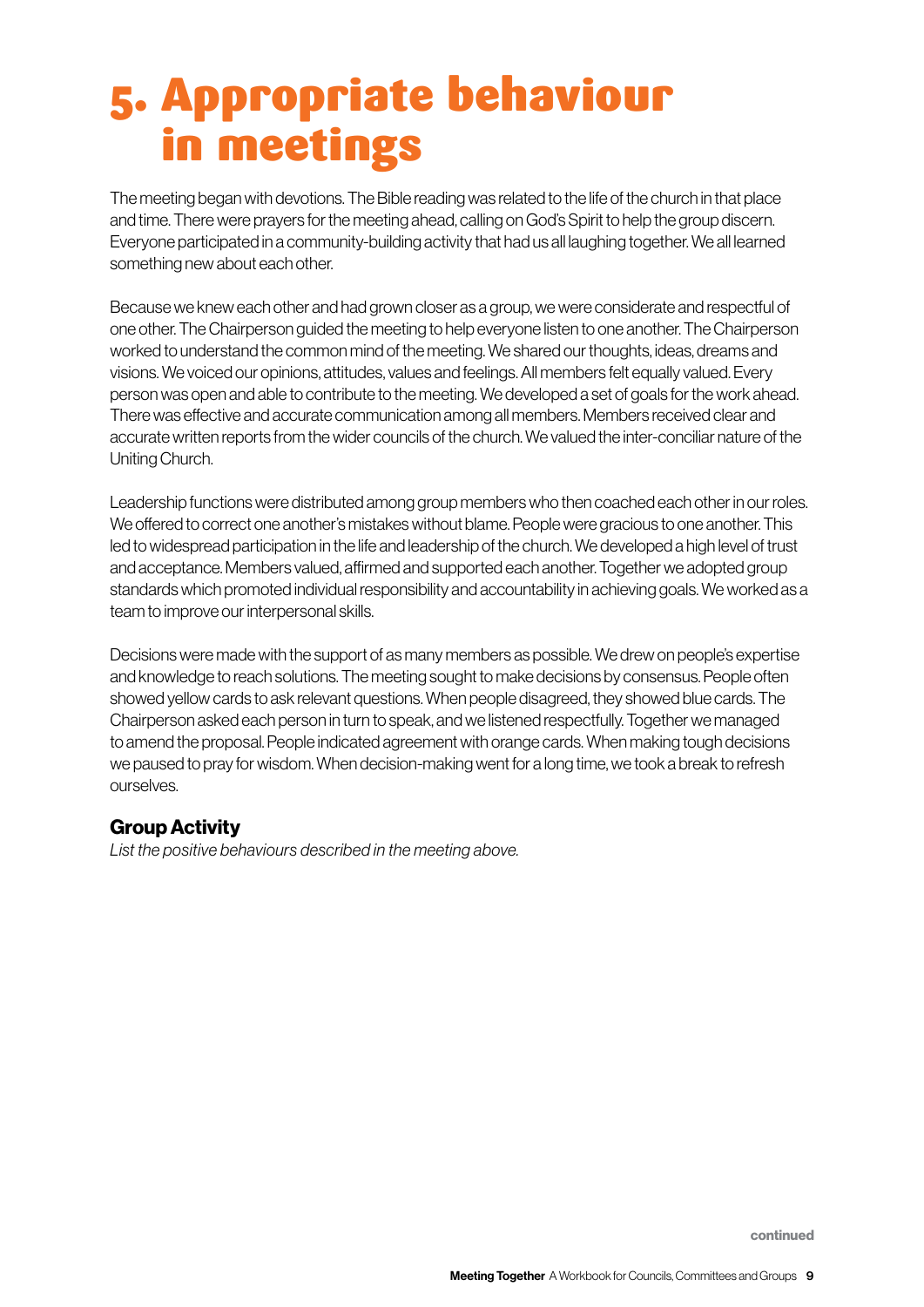# 5. Appropriate behaviour in meetings

The meeting began with devotions. The Bible reading was related to the life of the church in that place and time. There were prayers for the meeting ahead, calling on God's Spirit to help the group discern. Everyone participated in a community-building activity that had us all laughing together. We all learned something new about each other.

Because we knew each other and had grown closer as a group, we were considerate and respectful of one other. The Chairperson guided the meeting to help everyone listen to one another. The Chairperson worked to understand the common mind of the meeting. We shared our thoughts, ideas, dreams and visions. We voiced our opinions, attitudes, values and feelings. All members felt equally valued. Every person was open and able to contribute to the meeting. We developed a set of goals for the work ahead. There was effective and accurate communication among all members. Members received clear and accurate written reports from the wider councils of the church. We valued the inter-conciliar nature of the Uniting Church.

Leadership functions were distributed among group members who then coached each other in our roles. We offered to correct one another's mistakes without blame. People were gracious to one another. This led to widespread participation in the life and leadership of the church. We developed a high level of trust and acceptance. Members valued, affirmed and supported each another. Together we adopted group standards which promoted individual responsibility and accountability in achieving goals. We worked as a team to improve our interpersonal skills.

Decisions were made with the support of as many members as possible. We drew on people's expertise and knowledge to reach solutions. The meeting sought to make decisions by consensus. People often showed yellow cards to ask relevant questions. When people disagreed, they showed blue cards. The Chairperson asked each person in turn to speak, and we listened respectfully. Together we managed to amend the proposal. People indicated agreement with orange cards. When making tough decisions we paused to pray for wisdom. When decision-making went for a long time, we took a break to refresh ourselves.

### Group Activity

*List the positive behaviours described in the meeting above.*

continued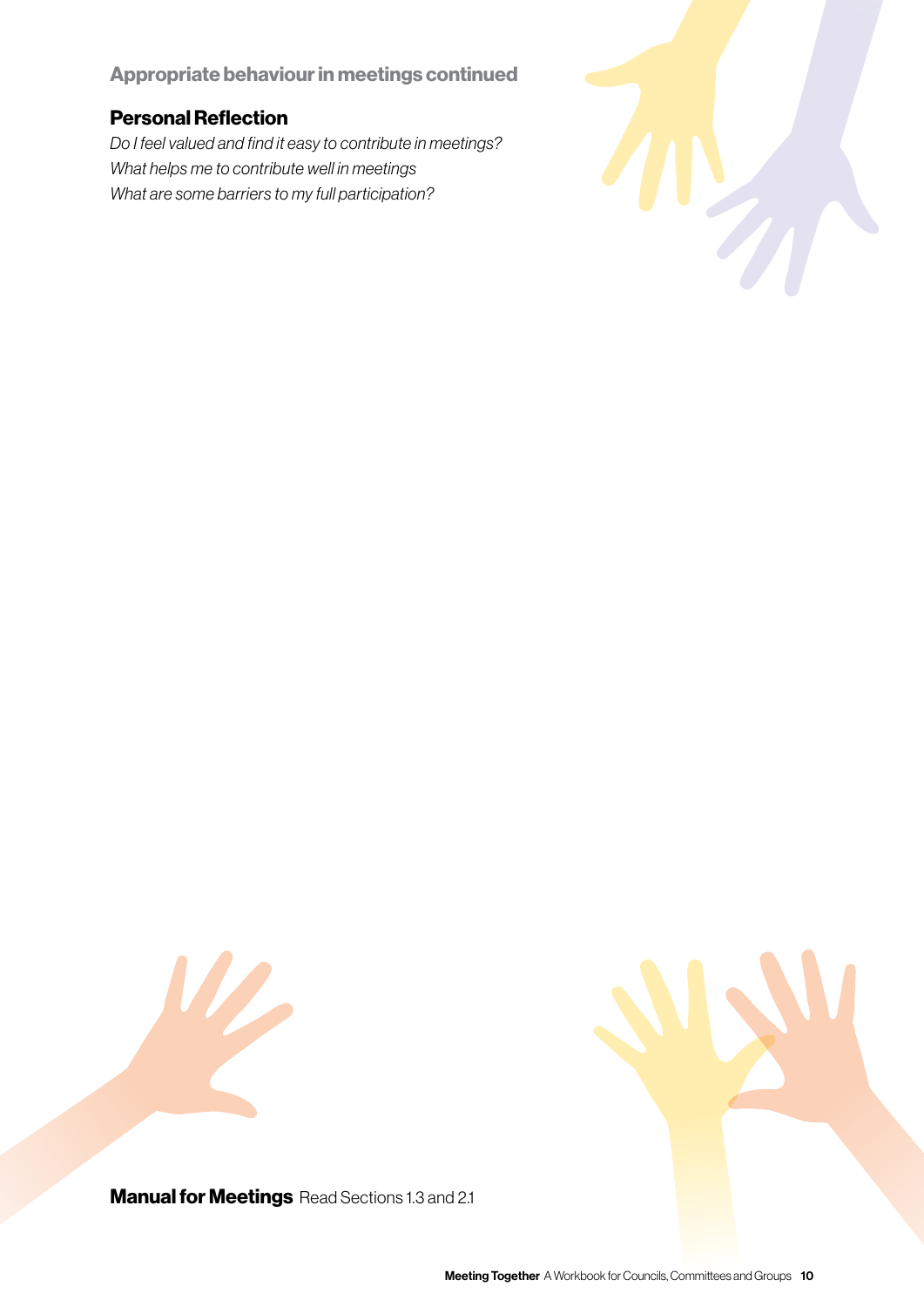## Appropriate behaviour in meetings continued

### Personal Reflection

*Do I feel valued and find it easy to contribute in meetings?*
*What helps me to contribute well in meetings*
*What are some barriers to my full participation?*

**Manual for Meetings** Read Sections 1.3 and 2.1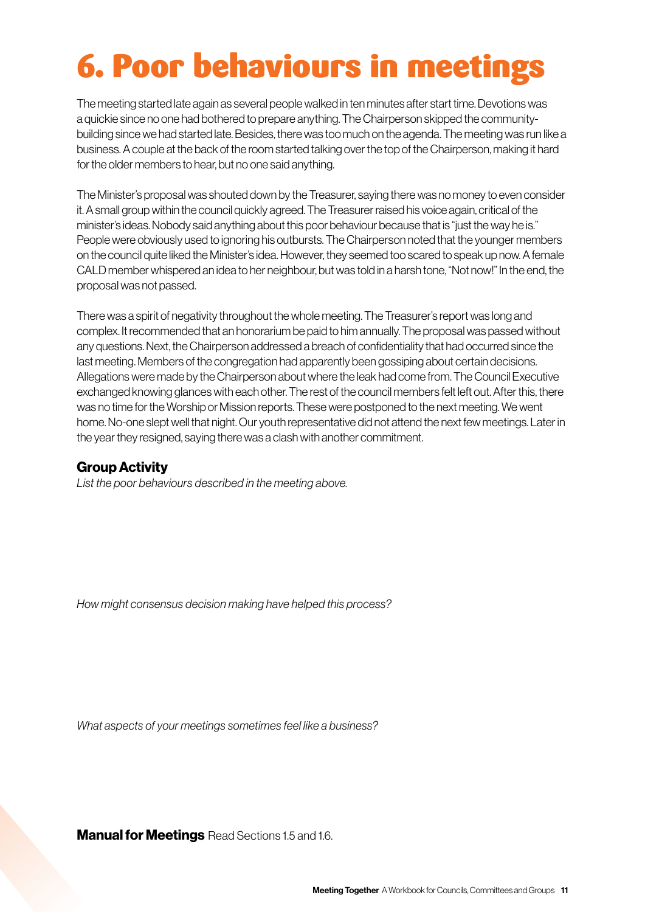# 6. Poor behaviours in meetings

The meeting started late again as several people walked in ten minutes after start time. Devotions was a quickie since no one had bothered to prepare anything. The Chairperson skipped the community-building since we had started late. Besides, there was too much on the agenda. The meeting was run like a business. A couple at the back of the room started talking over the top of the Chairperson, making it hard for the older members to hear, but no one said anything.

The Minister's proposal was shouted down by the Treasurer, saying there was no money to even consider it. A small group within the council quickly agreed. The Treasurer raised his voice again, critical of the minister's ideas. Nobody said anything about this poor behaviour because that is "just the way he is." People were obviously used to ignoring his outbursts. The Chairperson noted that the younger members on the council quite liked the Minister's idea. However, they seemed too scared to speak up now. A female CALD member whispered an idea to her neighbour, but was told in a harsh tone, "Not now!" In the end, the proposal was not passed.

There was a spirit of negativity throughout the whole meeting. The Treasurer's report was long and complex. It recommended that an honorarium be paid to him annually. The proposal was passed without any questions. Next, the Chairperson addressed a breach of confidentiality that had occurred since the last meeting. Members of the congregation had apparently been gossiping about certain decisions. Allegations were made by the Chairperson about where the leak had come from. The Council Executive exchanged knowing glances with each other. The rest of the council members felt left out. After this, there was no time for the Worship or Mission reports. These were postponed to the next meeting. We went home. No-one slept well that night. Our youth representative did not attend the next few meetings. Later in the year they resigned, saying there was a clash with another commitment.

### Group Activity

*List the poor behaviours described in the meeting above.*

*How might consensus decision making have helped this process?*

*What aspects of your meetings sometimes feel like a business?*

**Manual for Meetings** Read Sections 1.5 and 1.6.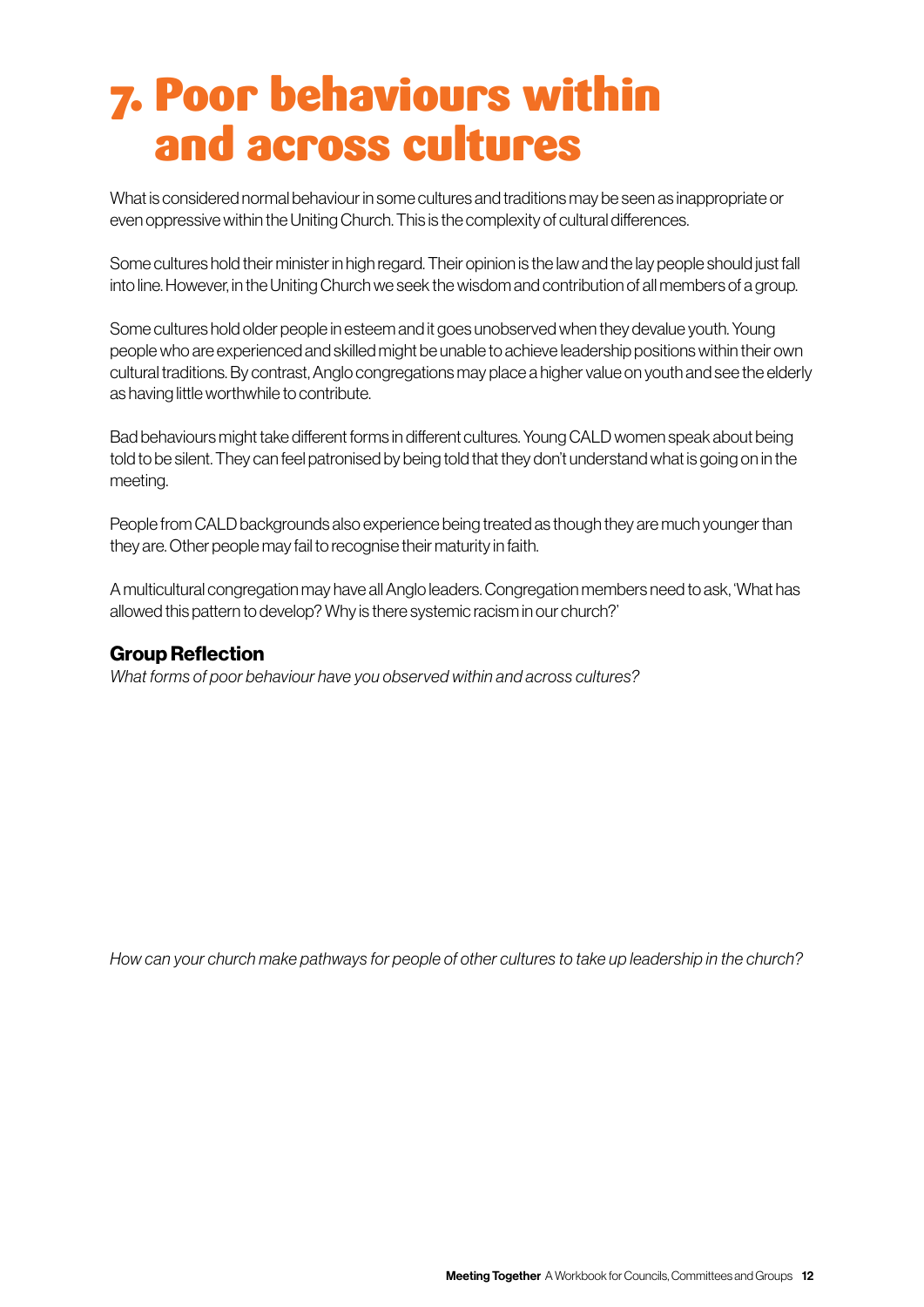# 7. Poor behaviours within and across cultures

What is considered normal behaviour in some cultures and traditions may be seen as inappropriate or even oppressive within the Uniting Church. This is the complexity of cultural differences.

Some cultures hold their minister in high regard. Their opinion is the law and the lay people should just fall into line. However, in the Uniting Church we seek the wisdom and contribution of all members of a group.

Some cultures hold older people in esteem and it goes unobserved when they devalue youth. Young people who are experienced and skilled might be unable to achieve leadership positions within their own cultural traditions. By contrast, Anglo congregations may place a higher value on youth and see the elderly as having little worthwhile to contribute.

Bad behaviours might take different forms in different cultures. Young CALD women speak about being told to be silent. They can feel patronised by being told that they don't understand what is going on in the meeting.

People from CALD backgrounds also experience being treated as though they are much younger than they are. Other people may fail to recognise their maturity in faith.

A multicultural congregation may have all Anglo leaders. Congregation members need to ask, 'What has allowed this pattern to develop? Why is there systemic racism in our church?'

### Group Reflection

*What forms of poor behaviour have you observed within and across cultures?*

*How can your church make pathways for people of other cultures to take up leadership in the church?*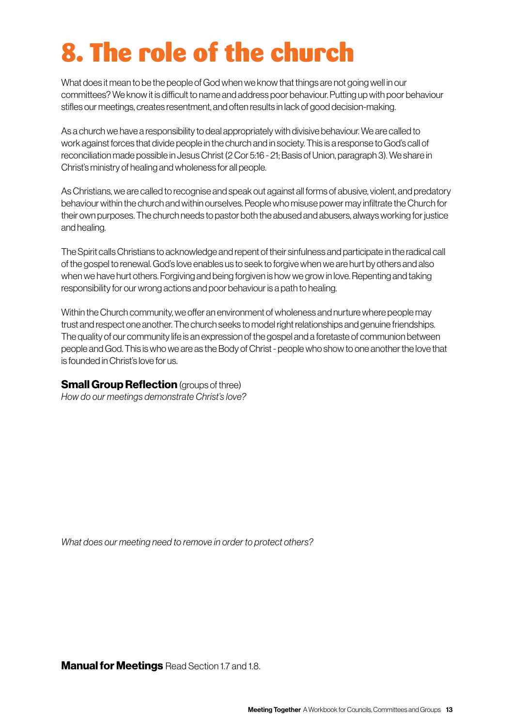# 8. The role of the church

What does it mean to be the people of God when we know that things are not going well in our committees? We know it is difficult to name and address poor behaviour. Putting up with poor behaviour stifles our meetings, creates resentment, and often results in lack of good decision-making.

As a church we have a responsibility to deal appropriately with divisive behaviour. We are called to work against forces that divide people in the church and in society. This is a response to God's call of reconciliation made possible in Jesus Christ (2 Cor 5:16 - 21; Basis of Union, paragraph 3). We share in Christ's ministry of healing and wholeness for all people.

As Christians, we are called to recognise and speak out against all forms of abusive, violent, and predatory behaviour within the church and within ourselves. People who misuse power may infiltrate the Church for their own purposes. The church needs to pastor both the abused and abusers, always working for justice and healing.

The Spirit calls Christians to acknowledge and repent of their sinfulness and participate in the radical call of the gospel to renewal. God's love enables us to seek to forgive when we are hurt by others and also when we have hurt others. Forgiving and being forgiven is how we grow in love. Repenting and taking responsibility for our wrong actions and poor behaviour is a path to healing.

Within the Church community, we offer an environment of wholeness and nurture where people may trust and respect one another. The church seeks to model right relationships and genuine friendships. The quality of our community life is an expression of the gospel and a foretaste of communion between people and God. This is who we are as the Body of Christ - people who show to one another the love that is founded in Christ's love for us.

**Small Group Reflection** (groups of three)

*How do our meetings demonstrate Christ's love?*

*What does our meeting need to remove in order to protect others?*

**Manual for Meetings** Read Section 1.7 and 1.8.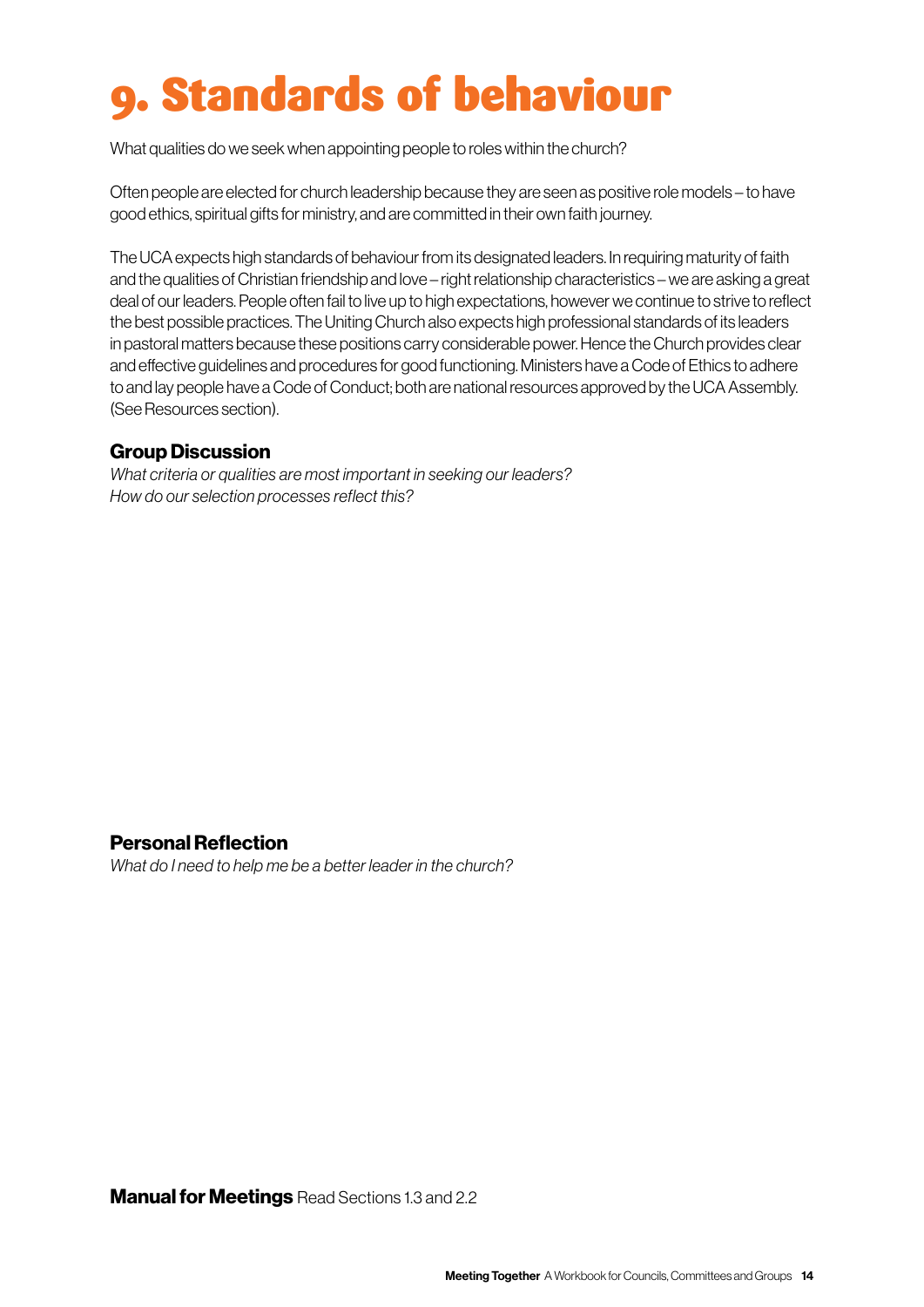# 9. Standards of behaviour

What qualities do we seek when appointing people to roles within the church?

Often people are elected for church leadership because they are seen as positive role models – to have good ethics, spiritual gifts for ministry, and are committed in their own faith journey.

The UCA expects high standards of behaviour from its designated leaders. In requiring maturity of faith and the qualities of Christian friendship and love – right relationship characteristics – we are asking a great deal of our leaders. People often fail to live up to high expectations, however we continue to strive to reflect the best possible practices. The Uniting Church also expects high professional standards of its leaders in pastoral matters because these positions carry considerable power. Hence the Church provides clear and effective guidelines and procedures for good functioning. Ministers have a Code of Ethics to adhere to and lay people have a Code of Conduct; both are national resources approved by the UCA Assembly. (See Resources section).

### Group Discussion

*What criteria or qualities are most important in seeking our leaders?*
*How do our selection processes reflect this?*

### Personal Reflection

*What do I need to help me be a better leader in the church?*

**Manual for Meetings** Read Sections 1.3 and 2.2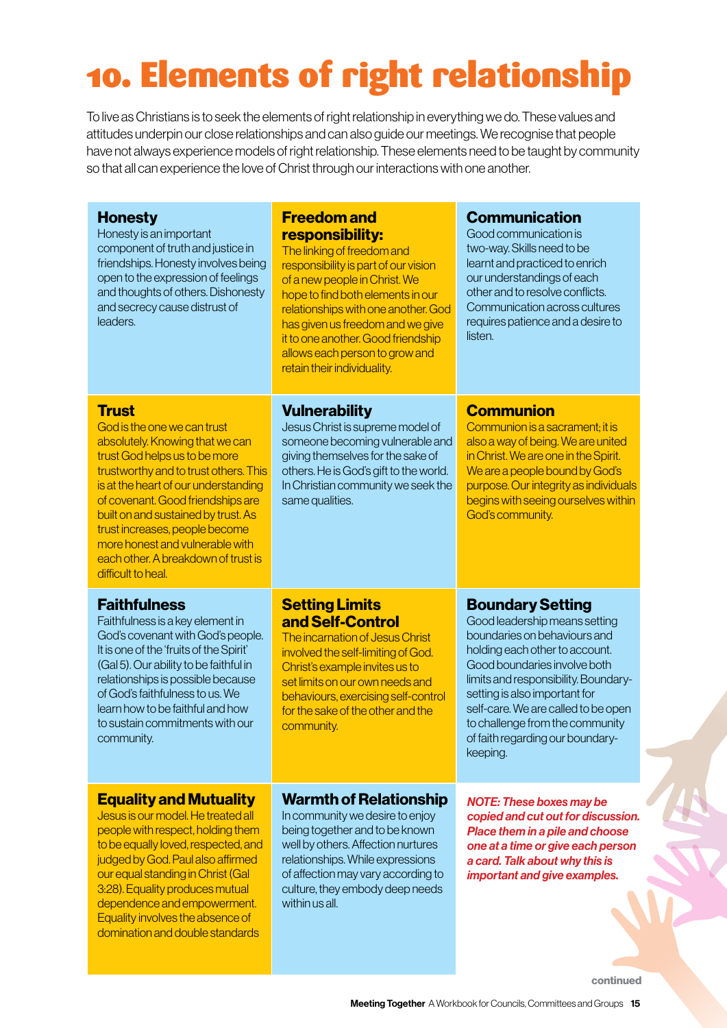# 10. Elements of right relationship

To live as Christians is to seek the elements of right relationship in everything we do. These values and attitudes underpin our close relationships and can also guide our meetings. We recognise that people have not always experience models of right relationship. These elements need to be taught by community so that all can experience the love of Christ through our interactions with one another.

### Honesty

Honesty is an important component of truth and justice in friendships. Honesty involves being open to the expression of feelings and thoughts of others. Dishonesty and secrecy cause distrust of leaders.

### Freedom and responsibility:

The linking of freedom and responsibility is part of our vision of a new people in Christ. We hope to find both elements in our relationships with one another. God has given us freedom and we give it to one another. Good friendship allows each person to grow and retain their individuality.

### Communication

Good communication is two-way. Skills need to be learnt and practiced to enrich our understandings of each other and to resolve conflicts. Communication across cultures requires patience and a desire to listen.

### Trust

God is the one we can trust absolutely. Knowing that we can trust God helps us to be more trustworthy and to trust others. This is at the heart of our understanding of covenant. Good friendships are built on and sustained by trust. As trust increases, people become more honest and vulnerable with each other. A breakdown of trust is difficult to heal.

### Vulnerability

Jesus Christ is supreme model of someone becoming vulnerable and giving themselves for the sake of others. He is God's gift to the world. In Christian community we seek the same qualities.

### Communion

Communion is a sacrament; it is also a way of being. We are united in Christ. We are one in the Spirit. We are a people bound by God's purpose. Our integrity as individuals begins with seeing ourselves within God's community.

### Faithfulness

Faithfulness is a key element in God's covenant with God's people. It is one of the 'fruits of the Spirit' (Gal 5). Our ability to be faithful in relationships is possible because of God's faithfulness to us. We learn how to be faithful and how to sustain commitments with our community.

### Setting Limits and Self-Control

The incarnation of Jesus Christ involved the self-limiting of God. Christ's example invites us to set limits on our own needs and behaviours, exercising self-control for the sake of the other and the community.

### Boundary Setting

Good leadership means setting boundaries on behaviours and holding each other to account. Good boundaries involve both limits and responsibility. Boundary-setting is also important for self-care. We are called to be open to challenge from the community of faith regarding our boundary-keeping.

### Equality and Mutuality

Jesus is our model. He treated all people with respect, holding them to be equally loved, respected, and judged by God. Paul also affirmed our equal standing in Christ (Gal 3:28). Equality produces mutual dependence and empowerment. Equality involves the absence of domination and double standards

### Warmth of Relationship

In community we desire to enjoy being together and to be known well by others. Affection nurtures relationships. While expressions of affection may vary according to culture, they embody deep needs within us all.

***NOTE: These boxes may be copied and cut out for discussion. Place them in a pile and choose one at a time or give each person a card. Talk about why this is important and give examples.***

continued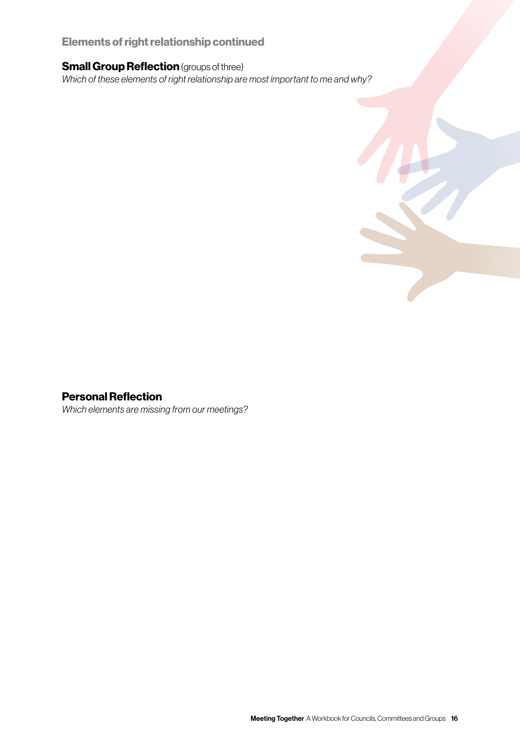## Elements of right relationship continued

### Small Group Reflection (groups of three)

*Which of these elements of right relationship are most important to me and why?*

### Personal Reflection

*Which elements are missing from our meetings?*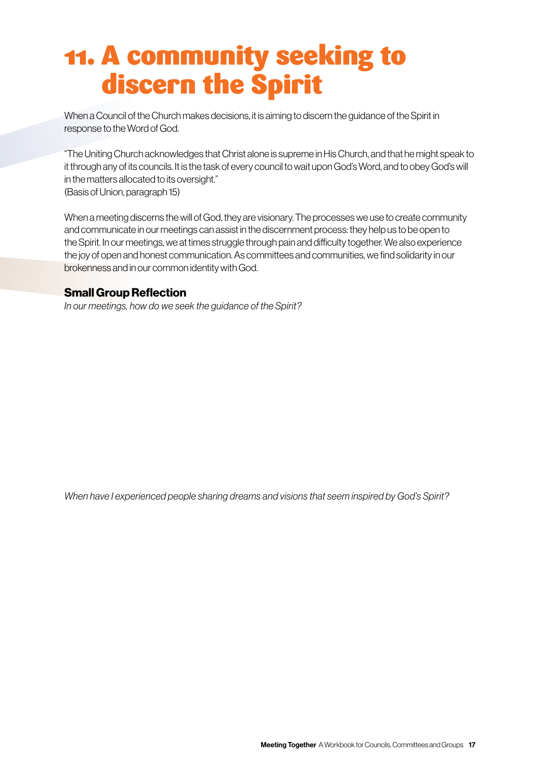# 11. A community seeking to discern the Spirit

When a Council of the Church makes decisions, it is aiming to discern the guidance of the Spirit in response to the Word of God.

"The Uniting Church acknowledges that Christ alone is supreme in His Church, and that he might speak to it through any of its councils. It is the task of every council to wait upon God's Word, and to obey God's will in the matters allocated to its oversight."
(Basis of Union, paragraph 15)

When a meeting discerns the will of God, they are visionary. The processes we use to create community and communicate in our meetings can assist in the discernment process: they help us to be open to the Spirit. In our meetings, we at times struggle through pain and difficulty together. We also experience the joy of open and honest communication. As committees and communities, we find solidarity in our brokenness and in our common identity with God.

### Small Group Reflection

*In our meetings, how do we seek the guidance of the Spirit?*

*When have I experienced people sharing dreams and visions that seem inspired by God's Spirit?*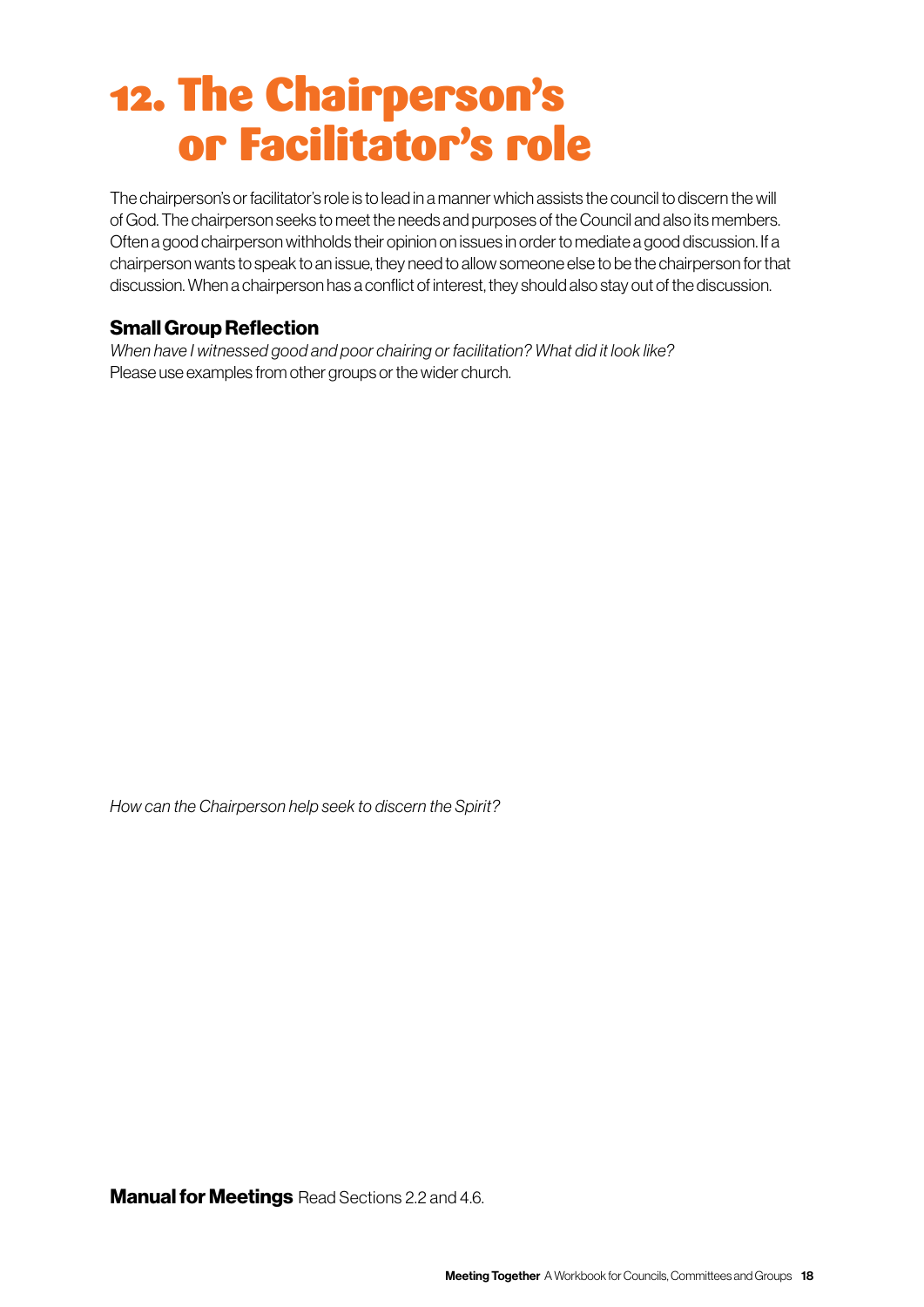# 12. The Chairperson's or Facilitator's role

The chairperson's or facilitator's role is to lead in a manner which assists the council to discern the will of God. The chairperson seeks to meet the needs and purposes of the Council and also its members. Often a good chairperson withholds their opinion on issues in order to mediate a good discussion. If a chairperson wants to speak to an issue, they need to allow someone else to be the chairperson for that discussion. When a chairperson has a conflict of interest, they should also stay out of the discussion.

### Small Group Reflection

*When have I witnessed good and poor chairing or facilitation? What did it look like?*
Please use examples from other groups or the wider church.

*How can the Chairperson help seek to discern the Spirit?*

**Manual for Meetings** Read Sections 2.2 and 4.6.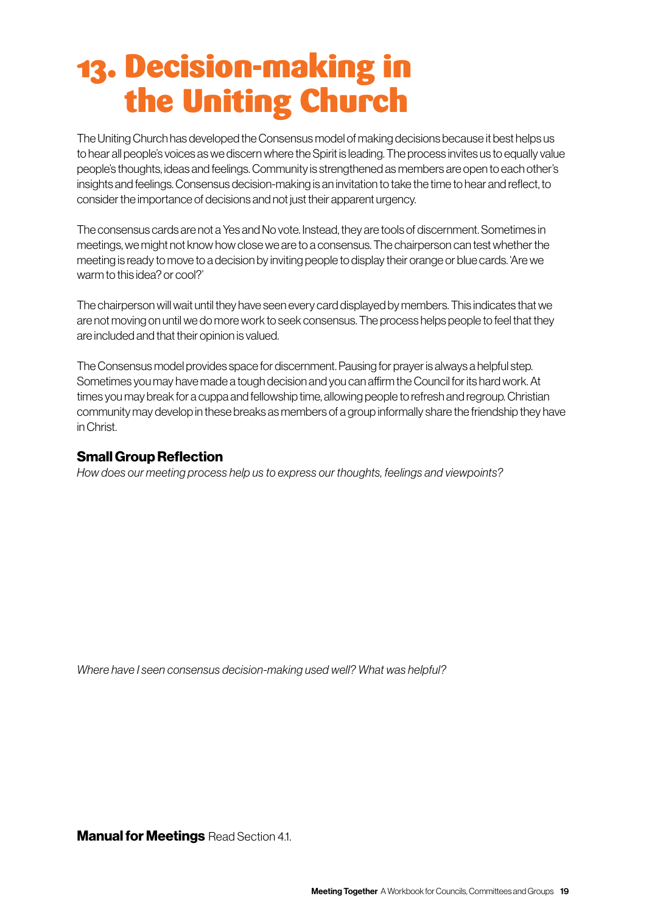# 13. Decision-making in the Uniting Church

The Uniting Church has developed the Consensus model of making decisions because it best helps us to hear all people's voices as we discern where the Spirit is leading. The process invites us to equally value people's thoughts, ideas and feelings. Community is strengthened as members are open to each other's insights and feelings. Consensus decision-making is an invitation to take the time to hear and reflect, to consider the importance of decisions and not just their apparent urgency.

The consensus cards are not a Yes and No vote. Instead, they are tools of discernment. Sometimes in meetings, we might not know how close we are to a consensus. The chairperson can test whether the meeting is ready to move to a decision by inviting people to display their orange or blue cards. 'Are we warm to this idea? or cool?'

The chairperson will wait until they have seen every card displayed by members. This indicates that we are not moving on until we do more work to seek consensus. The process helps people to feel that they are included and that their opinion is valued.

The Consensus model provides space for discernment. Pausing for prayer is always a helpful step. Sometimes you may have made a tough decision and you can affirm the Council for its hard work. At times you may break for a cuppa and fellowship time, allowing people to refresh and regroup. Christian community may develop in these breaks as members of a group informally share the friendship they have in Christ.

### Small Group Reflection

*How does our meeting process help us to express our thoughts, feelings and viewpoints?*

*Where have I seen consensus decision-making used well? What was helpful?*

**Manual for Meetings** Read Section 4.1.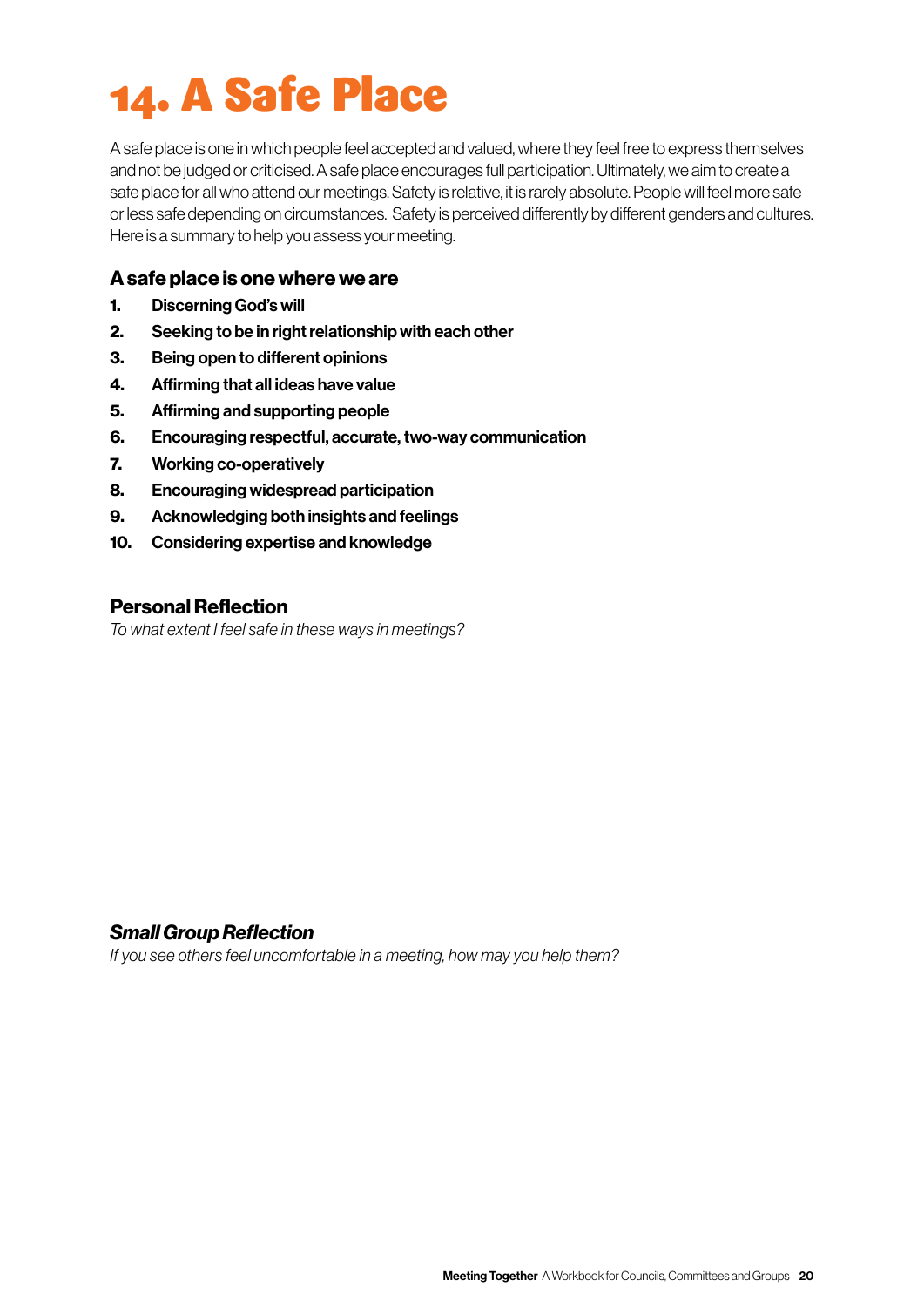# 14. A Safe Place

A safe place is one in which people feel accepted and valued, where they feel free to express themselves and not be judged or criticised. A safe place encourages full participation. Ultimately, we aim to create a safe place for all who attend our meetings. Safety is relative, it is rarely absolute. People will feel more safe or less safe depending on circumstances. Safety is perceived differently by different genders and cultures. Here is a summary to help you assess your meeting.

### A safe place is one where we are

1. **Discerning God's will**
2. **Seeking to be in right relationship with each other**
3. **Being open to different opinions**
4. **Affirming that all ideas have value**
5. **Affirming and supporting people**
6. **Encouraging respectful, accurate, two-way communication**
7. **Working co-operatively**
8. **Encouraging widespread participation**
9. **Acknowledging both insights and feelings**
10. **Considering expertise and knowledge**

### Personal Reflection

*To what extent I feel safe in these ways in meetings?*

### *Small Group Reflection*

*If you see others feel uncomfortable in a meeting, how may you help them?*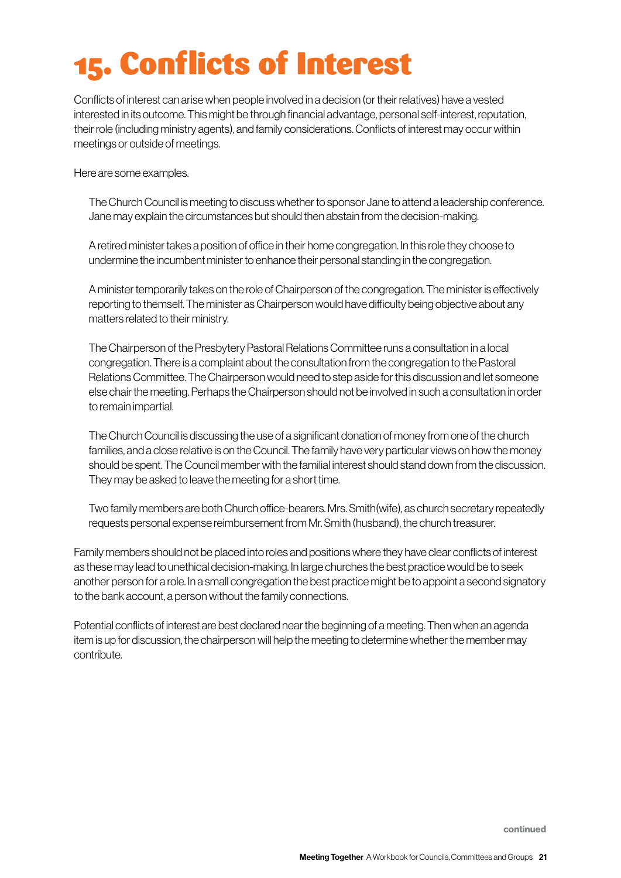# 15. Conflicts of Interest

Conflicts of interest can arise when people involved in a decision (or their relatives) have a vested interested in its outcome. This might be through financial advantage, personal self-interest, reputation, their role (including ministry agents), and family considerations. Conflicts of interest may occur within meetings or outside of meetings.

Here are some examples.

> The Church Council is meeting to discuss whether to sponsor Jane to attend a leadership conference. Jane may explain the circumstances but should then abstain from the decision-making.
>
> A retired minister takes a position of office in their home congregation. In this role they choose to undermine the incumbent minister to enhance their personal standing in the congregation.
>
> A minister temporarily takes on the role of Chairperson of the congregation. The minister is effectively reporting to themself. The minister as Chairperson would have difficulty being objective about any matters related to their ministry.
>
> The Chairperson of the Presbytery Pastoral Relations Committee runs a consultation in a local congregation. There is a complaint about the consultation from the congregation to the Pastoral Relations Committee. The Chairperson would need to step aside for this discussion and let someone else chair the meeting. Perhaps the Chairperson should not be involved in such a consultation in order to remain impartial.
>
> The Church Council is discussing the use of a significant donation of money from one of the church families, and a close relative is on the Council. The family have very particular views on how the money should be spent. The Council member with the familial interest should stand down from the discussion. They may be asked to leave the meeting for a short time.
>
> Two family members are both Church office-bearers. Mrs. Smith(wife), as church secretary repeatedly requests personal expense reimbursement from Mr. Smith (husband), the church treasurer.

Family members should not be placed into roles and positions where they have clear conflicts of interest as these may lead to unethical decision-making. In large churches the best practice would be to seek another person for a role. In a small congregation the best practice might be to appoint a second signatory to the bank account, a person without the family connections.

Potential conflicts of interest are best declared near the beginning of a meeting. Then when an agenda item is up for discussion, the chairperson will help the meeting to determine whether the member may contribute.

continued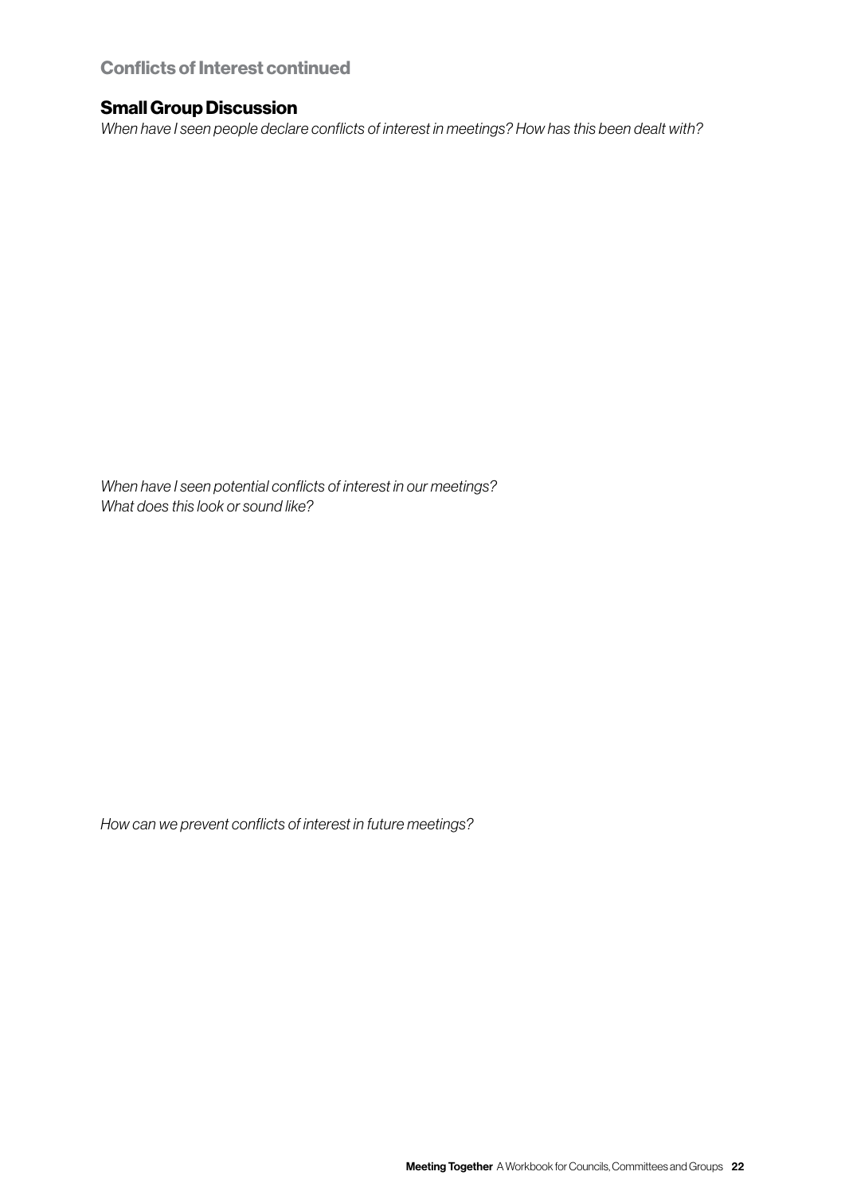## Conflicts of Interest continued

### Small Group Discussion

*When have I seen people declare conflicts of interest in meetings? How has this been dealt with?*

*When have I seen potential conflicts of interest in our meetings?*
*What does this look or sound like?*

*How can we prevent conflicts of interest in future meetings?*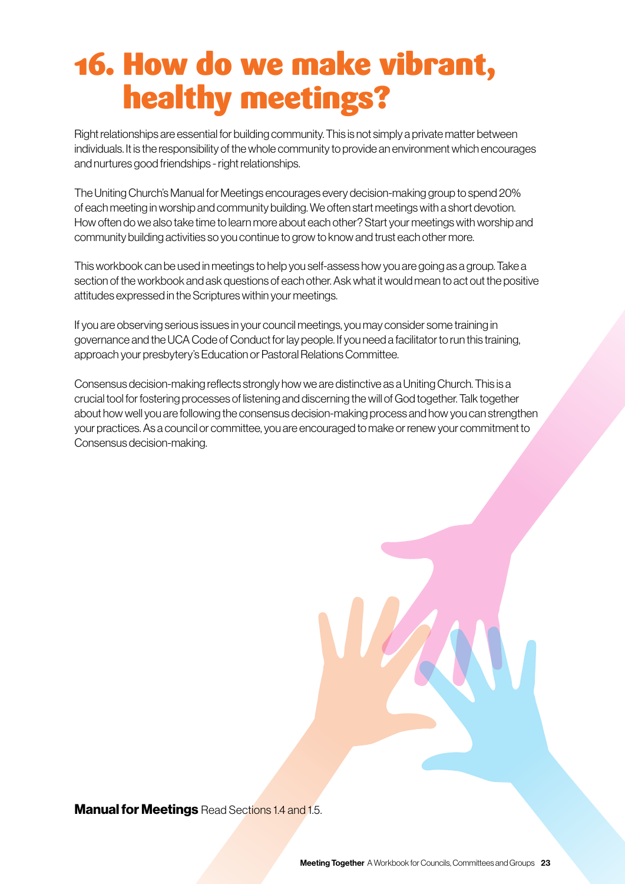# 16. How do we make vibrant, healthy meetings?

Right relationships are essential for building community. This is not simply a private matter between individuals. It is the responsibility of the whole community to provide an environment which encourages and nurtures good friendships - right relationships.

The Uniting Church's Manual for Meetings encourages every decision-making group to spend 20% of each meeting in worship and community building. We often start meetings with a short devotion. How often do we also take time to learn more about each other? Start your meetings with worship and community building activities so you continue to grow to know and trust each other more.

This workbook can be used in meetings to help you self-assess how you are going as a group. Take a section of the workbook and ask questions of each other. Ask what it would mean to act out the positive attitudes expressed in the Scriptures within your meetings.

If you are observing serious issues in your council meetings, you may consider some training in governance and the UCA Code of Conduct for lay people. If you need a facilitator to run this training, approach your presbytery's Education or Pastoral Relations Committee.

Consensus decision-making reflects strongly how we are distinctive as a Uniting Church. This is a crucial tool for fostering processes of listening and discerning the will of God together. Talk together about how well you are following the consensus decision-making process and how you can strengthen your practices. As a council or committee, you are encouraged to make or renew your commitment to Consensus decision-making.

**Manual for Meetings** Read Sections 1.4 and 1.5.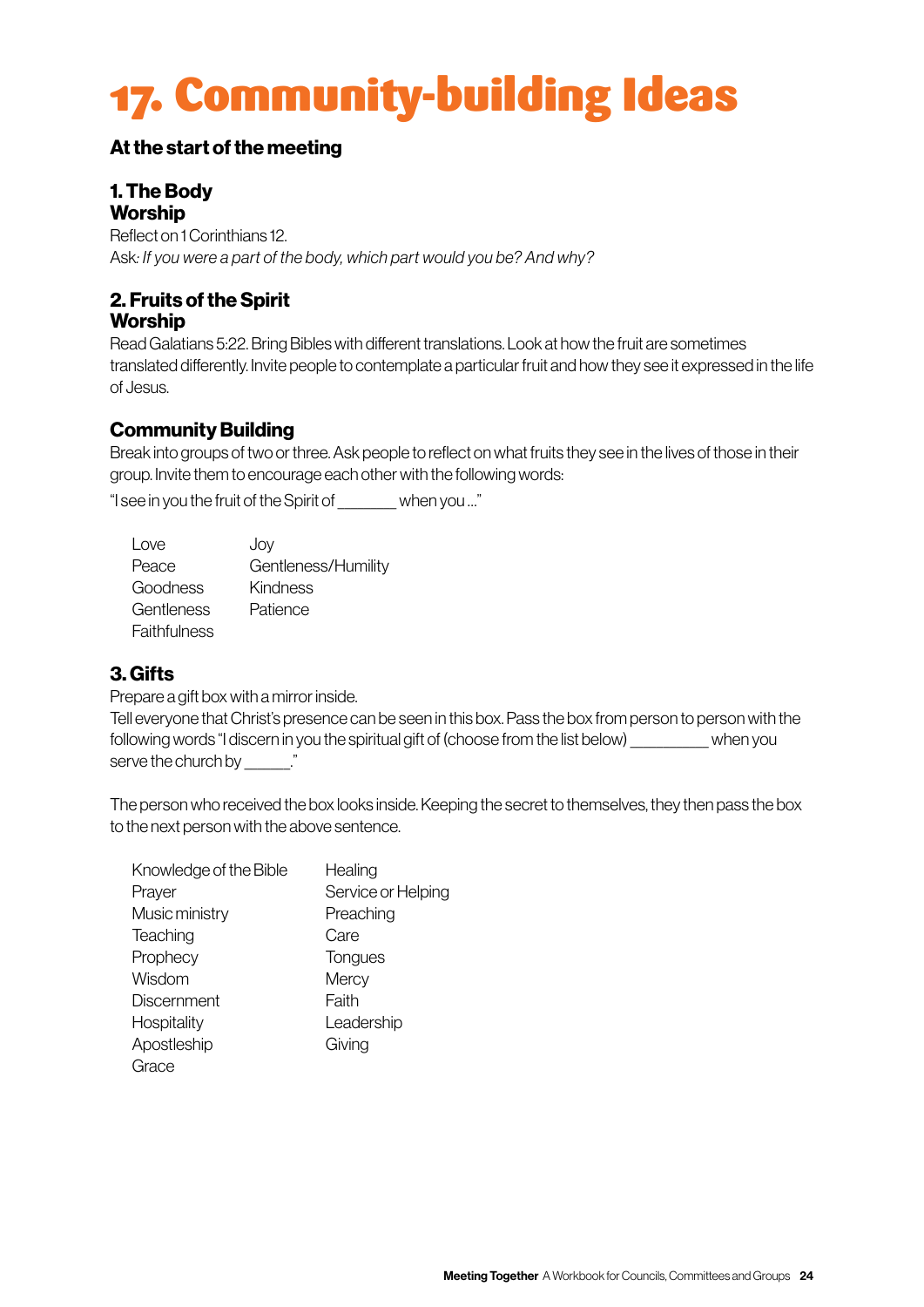# 17. Community-building Ideas

## At the start of the meeting

### 1. The Body
### Worship

Reflect on 1 Corinthians 12.
Ask: *If you were a part of the body, which part would you be? And why?*

### 2. Fruits of the Spirit
### Worship

Read Galatians 5:22. Bring Bibles with different translations. Look at how the fruit are sometimes translated differently. Invite people to contemplate a particular fruit and how they see it expressed in the life of Jesus.

### Community Building

Break into groups of two or three. Ask people to reflect on what fruits they see in the lives of those in their group. Invite them to encourage each other with the following words:

"I see in you the fruit of the Spirit of _______ when you ..."

| | |
|---|---|
| Love | Joy |
| Peace | Gentleness/Humility |
| Goodness | Kindness |
| Gentleness | Patience |
| Faithfulness | |

### 3. Gifts

Prepare a gift box with a mirror inside.
Tell everyone that Christ's presence can be seen in this box. Pass the box from person to person with the following words "I discern in you the spiritual gift of (choose from the list below) _________ when you serve the church by _____."

The person who received the box looks inside. Keeping the secret to themselves, they then pass the box to the next person with the above sentence.

| | |
|---|---|
| Knowledge of the Bible | Healing |
| Prayer | Service or Helping |
| Music ministry | Preaching |
| Teaching | Care |
| Prophecy | Tongues |
| Wisdom | Mercy |
| Discernment | Faith |
| Hospitality | Leadership |
| Apostleship | Giving |
| Grace | |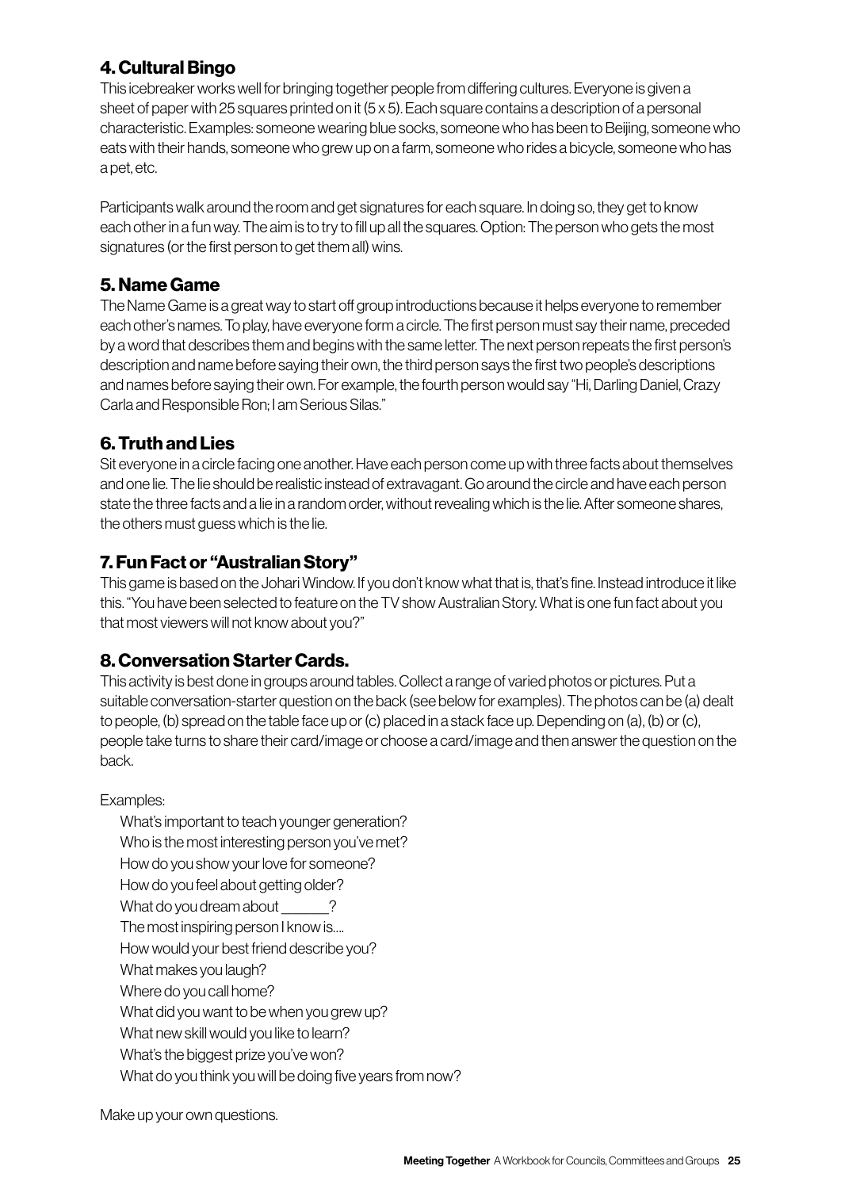## 4. Cultural Bingo

This icebreaker works well for bringing together people from differing cultures. Everyone is given a sheet of paper with 25 squares printed on it (5 x 5). Each square contains a description of a personal characteristic. Examples: someone wearing blue socks, someone who has been to Beijing, someone who eats with their hands, someone who grew up on a farm, someone who rides a bicycle, someone who has a pet, etc.

Participants walk around the room and get signatures for each square. In doing so, they get to know each other in a fun way. The aim is to try to fill up all the squares. Option: The person who gets the most signatures (or the first person to get them all) wins.

## 5. Name Game

The Name Game is a great way to start off group introductions because it helps everyone to remember each other's names. To play, have everyone form a circle. The first person must say their name, preceded by a word that describes them and begins with the same letter. The next person repeats the first person's description and name before saying their own, the third person says the first two people's descriptions and names before saying their own. For example, the fourth person would say "Hi, Darling Daniel, Crazy Carla and Responsible Ron; I am Serious Silas."

## 6. Truth and Lies

Sit everyone in a circle facing one another. Have each person come up with three facts about themselves and one lie. The lie should be realistic instead of extravagant. Go around the circle and have each person state the three facts and a lie in a random order, without revealing which is the lie. After someone shares, the others must guess which is the lie.

## 7. Fun Fact or "Australian Story"

This game is based on the Johari Window. If you don't know what that is, that's fine. Instead introduce it like this. "You have been selected to feature on the TV show Australian Story. What is one fun fact about you that most viewers will not know about you?"

## 8. Conversation Starter Cards.

This activity is best done in groups around tables. Collect a range of varied photos or pictures. Put a suitable conversation-starter question on the back (see below for examples). The photos can be (a) dealt to people, (b) spread on the table face up or (c) placed in a stack face up. Depending on (a), (b) or (c), people take turns to share their card/image or choose a card/image and then answer the question on the back.

Examples:

- What's important to teach younger generation?
- Who is the most interesting person you've met?
- How do you show your love for someone?
- How do you feel about getting older?
- What do you dream about ______?
- The most inspiring person I know is....
- How would your best friend describe you?
- What makes you laugh?
- Where do you call home?
- What did you want to be when you grew up?
- What new skill would you like to learn?
- What's the biggest prize you've won?
- What do you think you will be doing five years from now?

Make up your own questions.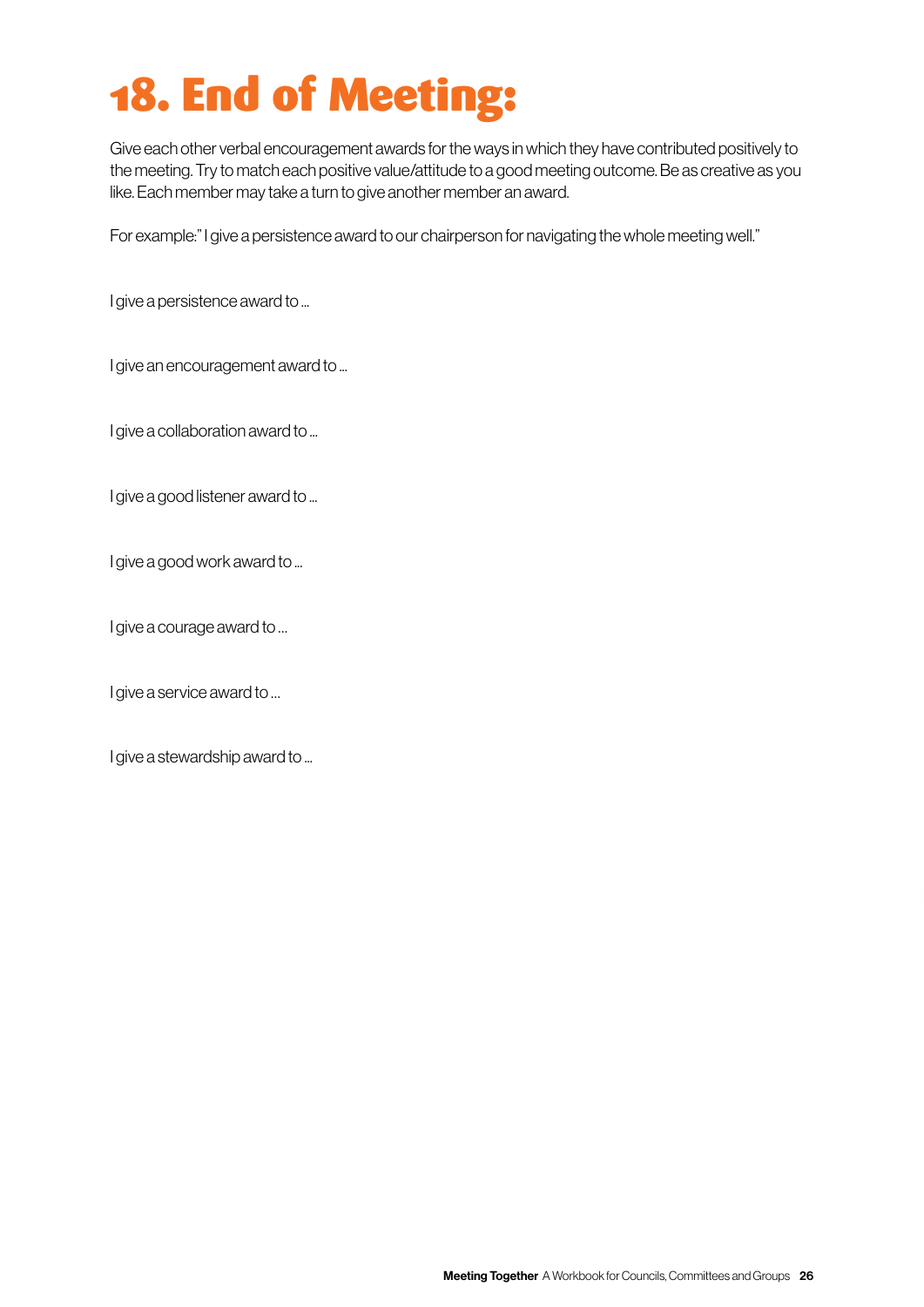# 18. End of Meeting:

Give each other verbal encouragement awards for the ways in which they have contributed positively to the meeting. Try to match each positive value/attitude to a good meeting outcome. Be as creative as you like. Each member may take a turn to give another member an award.

For example:" I give a persistence award to our chairperson for navigating the whole meeting well."

I give a persistence award to ...

I give an encouragement award to ...

I give a collaboration award to ...

I give a good listener award to ...

I give a good work award to ...

I give a courage award to ...

I give a service award to ...

I give a stewardship award to ...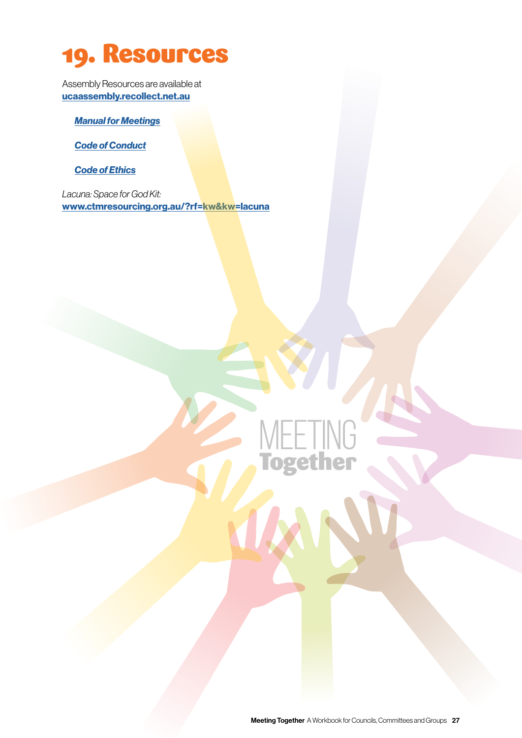# 19. Resources

Assembly Resources are available at
**ucaassembly.recollect.net.au**

***Manual for Meetings***

***Code of Conduct***

***Code of Ethics***

*Lacuna: Space for God Kit:*
**www.ctmresourcing.org.au/?rf=kw&kw=lacuna**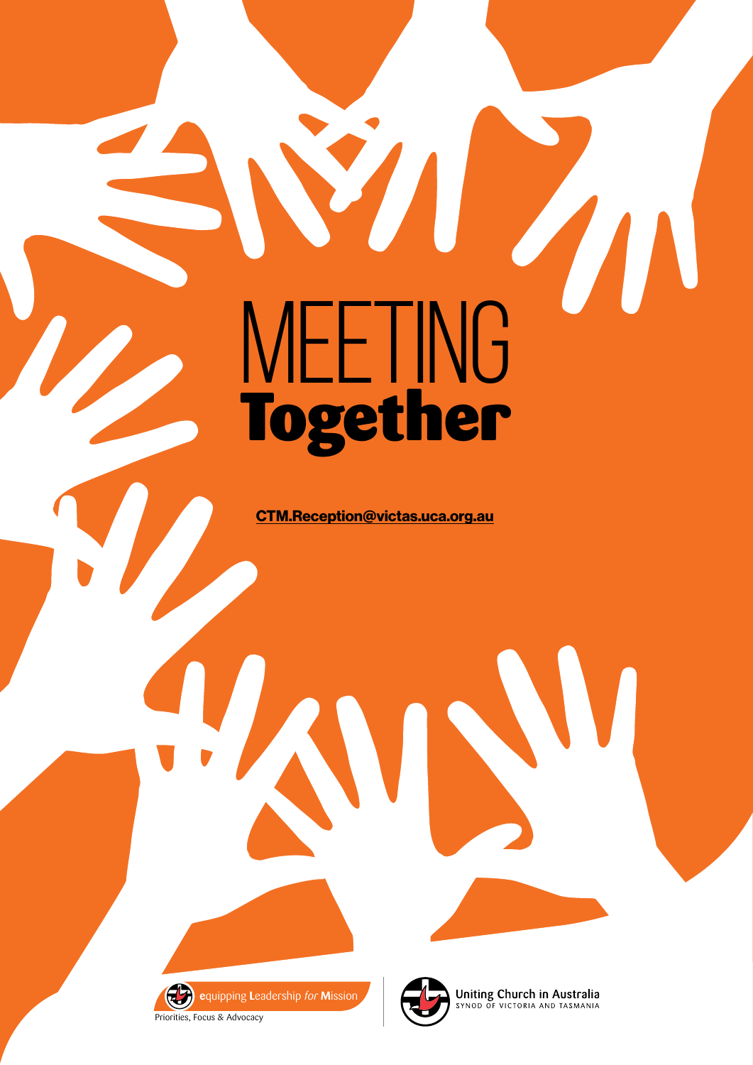# MEETING Together

CTM.Reception@victas.uca.org.au

equipping Leadership *for* Mission

Priorities, Focus & Advocacy

Uniting Church in Australia

SYNOD OF VICTORIA AND TASMANIA